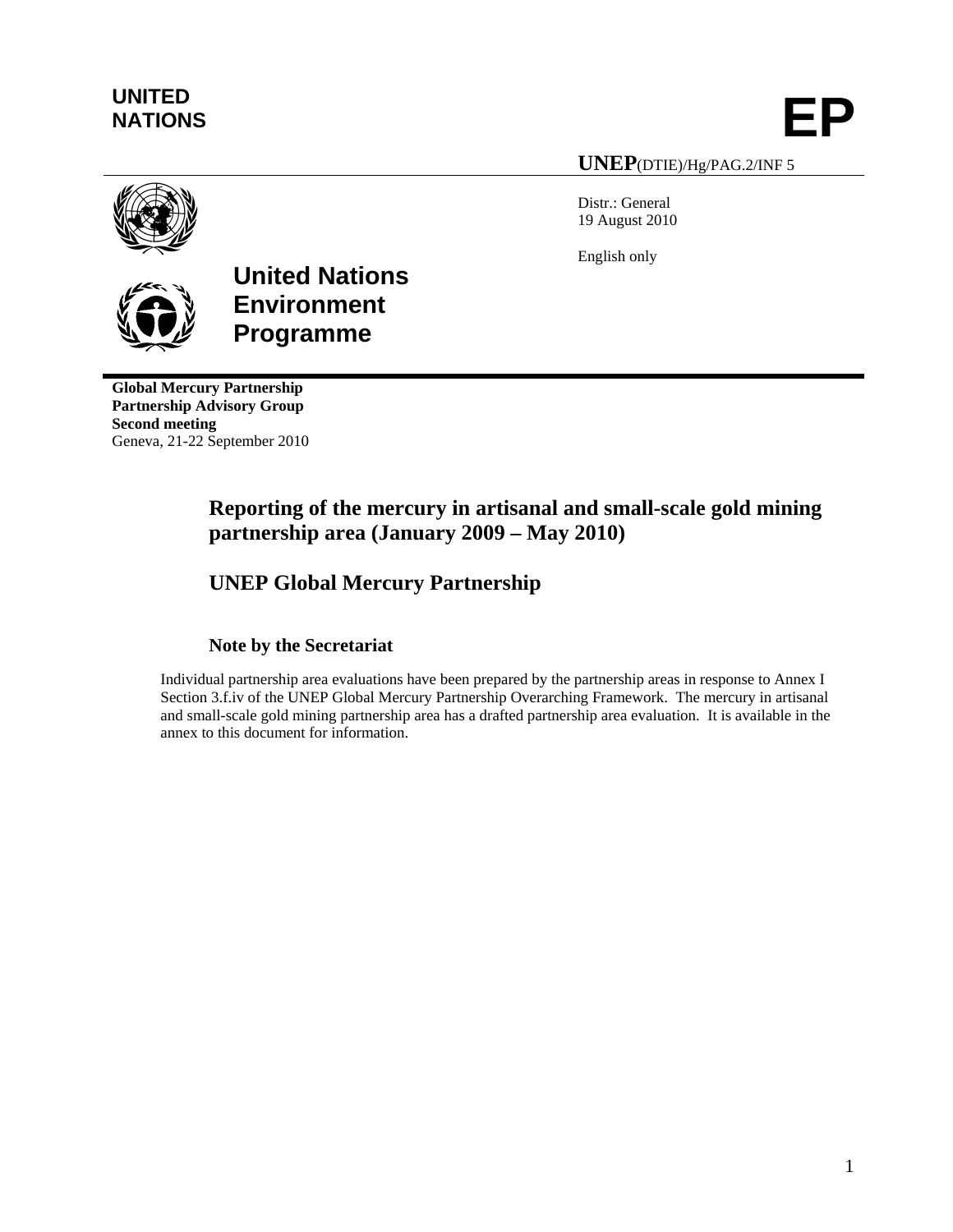**UNITED NATIONS**

# EP

**UNEP**(DTIE)/Hg/PAG.2/INF 5

Distr.: General
19 August 2010

English only

**United Nations Environment Programme**

**Global Mercury Partnership**
**Partnership Advisory Group**
**Second meeting**
Geneva, 21-22 September 2010

## Reporting of the mercury in artisanal and small-scale gold mining partnership area (January 2009 – May 2010)

## UNEP Global Mercury Partnership

### Note by the Secretariat

Individual partnership area evaluations have been prepared by the partnership areas in response to Annex I Section 3.f.iv of the UNEP Global Mercury Partnership Overarching Framework. The mercury in artisanal and small-scale gold mining partnership area has a drafted partnership area evaluation. It is available in the annex to this document for information.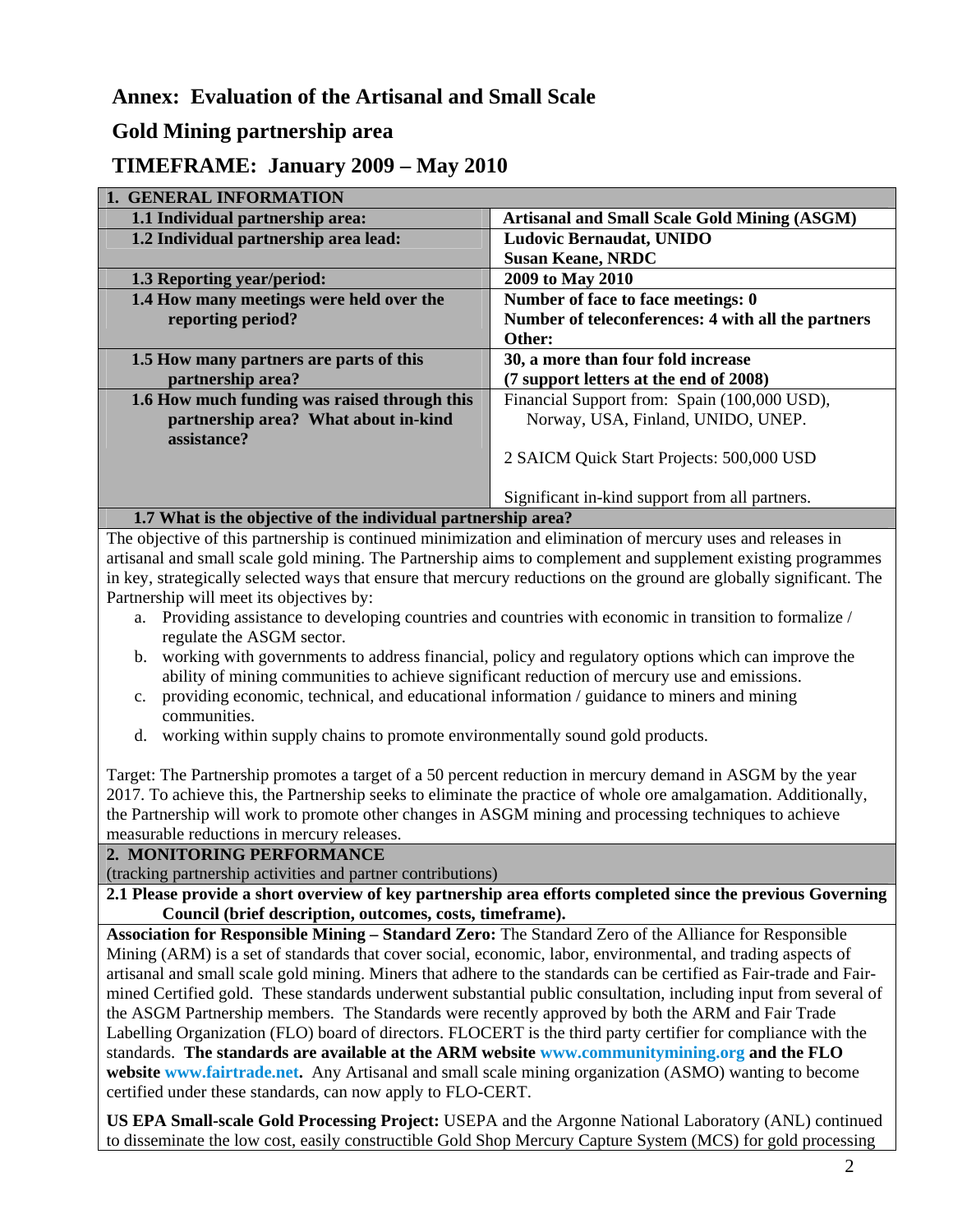# Annex: Evaluation of the Artisanal and Small Scale Gold Mining partnership area

## TIMEFRAME: January 2009 – May 2010

| **1. GENERAL INFORMATION** | |
|---|---|
| **1.1 Individual partnership area:** | **Artisanal and Small Scale Gold Mining (ASGM)** |
| **1.2 Individual partnership area lead:** | **Ludovic Bernaudat, UNIDO**<br>**Susan Keane, NRDC** |
| **1.3 Reporting year/period:** | **2009 to May 2010** |
| **1.4 How many meetings were held over the reporting period?** | **Number of face to face meetings: 0**<br>**Number of teleconferences: 4 with all the partners**<br>**Other:** |
| **1.5 How many partners are parts of this partnership area?** | **30, a more than four fold increase**<br>**(7 support letters at the end of 2008)** |
| **1.6 How much funding was raised through this partnership area? What about in-kind assistance?** | Financial Support from: Spain (100,000 USD), Norway, USA, Finland, UNIDO, UNEP.<br><br>2 SAICM Quick Start Projects: 500,000 USD<br><br>Significant in-kind support from all partners. |

**1.7 What is the objective of the individual partnership area?**

The objective of this partnership is continued minimization and elimination of mercury uses and releases in artisanal and small scale gold mining. The Partnership aims to complement and supplement existing programmes in key, strategically selected ways that ensure that mercury reductions on the ground are globally significant. The Partnership will meet its objectives by:

a. Providing assistance to developing countries and countries with economic in transition to formalize / regulate the ASGM sector.
b. working with governments to address financial, policy and regulatory options which can improve the ability of mining communities to achieve significant reduction of mercury use and emissions.
c. providing economic, technical, and educational information / guidance to miners and mining communities.
d. working within supply chains to promote environmentally sound gold products.

Target: The Partnership promotes a target of a 50 percent reduction in mercury demand in ASGM by the year 2017. To achieve this, the Partnership seeks to eliminate the practice of whole ore amalgamation. Additionally, the Partnership will work to promote other changes in ASGM mining and processing techniques to achieve measurable reductions in mercury releases.

**2. MONITORING PERFORMANCE**

(tracking partnership activities and partner contributions)

**2.1 Please provide a short overview of key partnership area efforts completed since the previous Governing Council (brief description, outcomes, costs, timeframe).**

**Association for Responsible Mining – Standard Zero:** The Standard Zero of the Alliance for Responsible Mining (ARM) is a set of standards that cover social, economic, labor, environmental, and trading aspects of artisanal and small scale gold mining. Miners that adhere to the standards can be certified as Fair-trade and Fair-mined Certified gold. These standards underwent substantial public consultation, including input from several of the ASGM Partnership members. The Standards were recently approved by both the ARM and Fair Trade Labelling Organization (FLO) board of directors. FLOCERT is the third party certifier for compliance with the standards. **The standards are available at the ARM website www.communitymining.org and the FLO website www.fairtrade.net.** Any Artisanal and small scale mining organization (ASMO) wanting to become certified under these standards, can now apply to FLO-CERT.

**US EPA Small-scale Gold Processing Project:** USEPA and the Argonne National Laboratory (ANL) continued to disseminate the low cost, easily constructible Gold Shop Mercury Capture System (MCS) for gold processing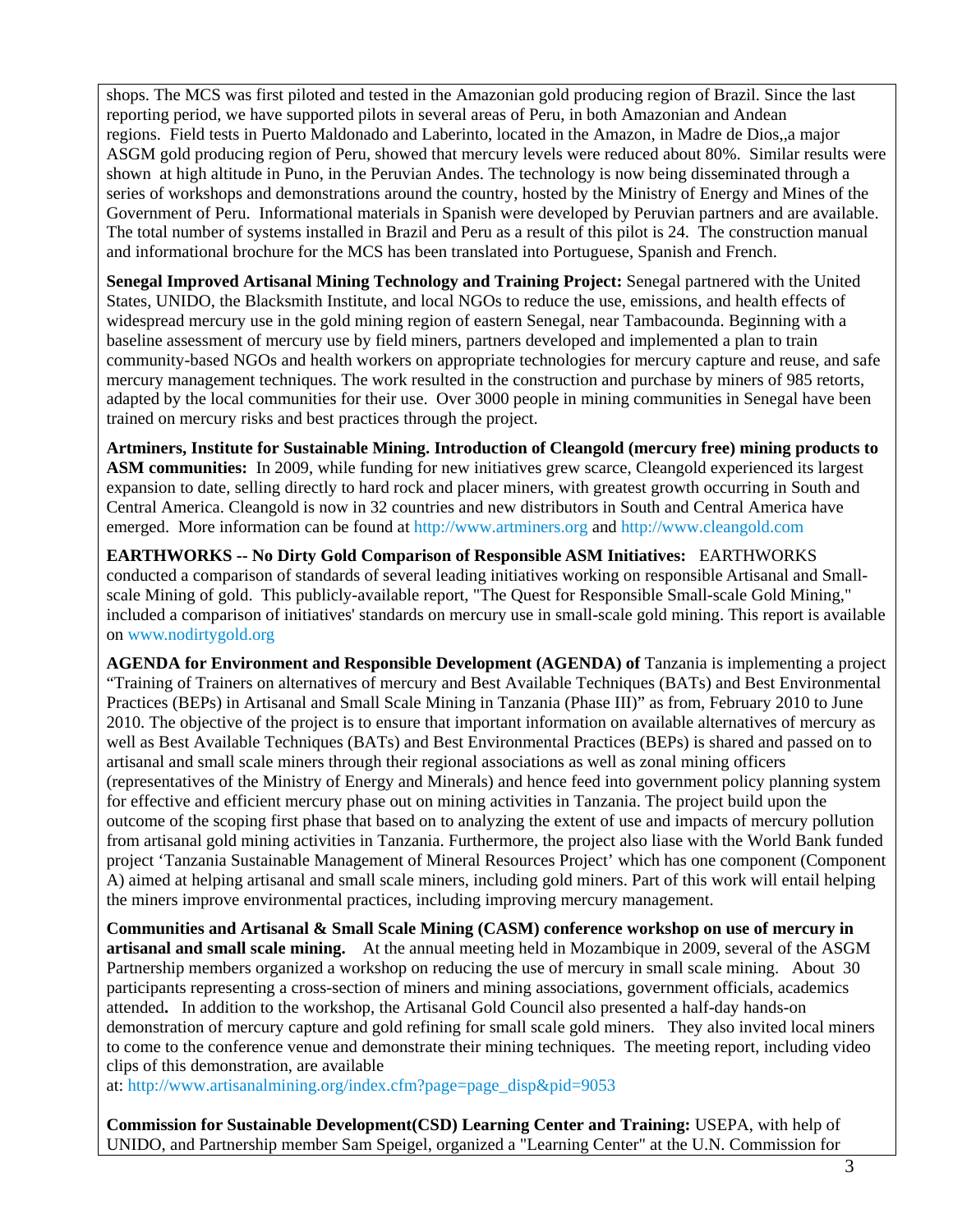shops. The MCS was first piloted and tested in the Amazonian gold producing region of Brazil. Since the last reporting period, we have supported pilots in several areas of Peru, in both Amazonian and Andean regions. Field tests in Puerto Maldonado and Laberinto, located in the Amazon, in Madre de Dios,,a major ASGM gold producing region of Peru, showed that mercury levels were reduced about 80%. Similar results were shown at high altitude in Puno, in the Peruvian Andes. The technology is now being disseminated through a series of workshops and demonstrations around the country, hosted by the Ministry of Energy and Mines of the Government of Peru. Informational materials in Spanish were developed by Peruvian partners and are available. The total number of systems installed in Brazil and Peru as a result of this pilot is 24. The construction manual and informational brochure for the MCS has been translated into Portuguese, Spanish and French.

**Senegal Improved Artisanal Mining Technology and Training Project:** Senegal partnered with the United States, UNIDO, the Blacksmith Institute, and local NGOs to reduce the use, emissions, and health effects of widespread mercury use in the gold mining region of eastern Senegal, near Tambacounda. Beginning with a baseline assessment of mercury use by field miners, partners developed and implemented a plan to train community-based NGOs and health workers on appropriate technologies for mercury capture and reuse, and safe mercury management techniques. The work resulted in the construction and purchase by miners of 985 retorts, adapted by the local communities for their use. Over 3000 people in mining communities in Senegal have been trained on mercury risks and best practices through the project.

**Artminers, Institute for Sustainable Mining. Introduction of Cleangold (mercury free) mining products to ASM communities:** In 2009, while funding for new initiatives grew scarce, Cleangold experienced its largest expansion to date, selling directly to hard rock and placer miners, with greatest growth occurring in South and Central America. Cleangold is now in 32 countries and new distributors in South and Central America have emerged. More information can be found at http://www.artminers.org and http://www.cleangold.com

**EARTHWORKS -- No Dirty Gold Comparison of Responsible ASM Initiatives:** EARTHWORKS conducted a comparison of standards of several leading initiatives working on responsible Artisanal and Small-scale Mining of gold. This publicly-available report, "The Quest for Responsible Small-scale Gold Mining," included a comparison of initiatives' standards on mercury use in small-scale gold mining. This report is available on www.nodirtygold.org

**AGENDA for Environment and Responsible Development (AGENDA) of** Tanzania is implementing a project "Training of Trainers on alternatives of mercury and Best Available Techniques (BATs) and Best Environmental Practices (BEPs) in Artisanal and Small Scale Mining in Tanzania (Phase III)" as from, February 2010 to June 2010. The objective of the project is to ensure that important information on available alternatives of mercury as well as Best Available Techniques (BATs) and Best Environmental Practices (BEPs) is shared and passed on to artisanal and small scale miners through their regional associations as well as zonal mining officers (representatives of the Ministry of Energy and Minerals) and hence feed into government policy planning system for effective and efficient mercury phase out on mining activities in Tanzania. The project build upon the outcome of the scoping first phase that based on to analyzing the extent of use and impacts of mercury pollution from artisanal gold mining activities in Tanzania. Furthermore, the project also liase with the World Bank funded project 'Tanzania Sustainable Management of Mineral Resources Project' which has one component (Component A) aimed at helping artisanal and small scale miners, including gold miners. Part of this work will entail helping the miners improve environmental practices, including improving mercury management.

**Communities and Artisanal & Small Scale Mining (CASM) conference workshop on use of mercury in artisanal and small scale mining.** At the annual meeting held in Mozambique in 2009, several of the ASGM Partnership members organized a workshop on reducing the use of mercury in small scale mining. About 30 participants representing a cross-section of miners and mining associations, government officials, academics attended**.** In addition to the workshop, the Artisanal Gold Council also presented a half-day hands-on demonstration of mercury capture and gold refining for small scale gold miners. They also invited local miners to come to the conference venue and demonstrate their mining techniques. The meeting report, including video clips of this demonstration, are available at: http://www.artisanalmining.org/index.cfm?page=page_disp&pid=9053

**Commission for Sustainable Development(CSD) Learning Center and Training:** USEPA, with help of UNIDO, and Partnership member Sam Speigel, organized a "Learning Center" at the U.N. Commission for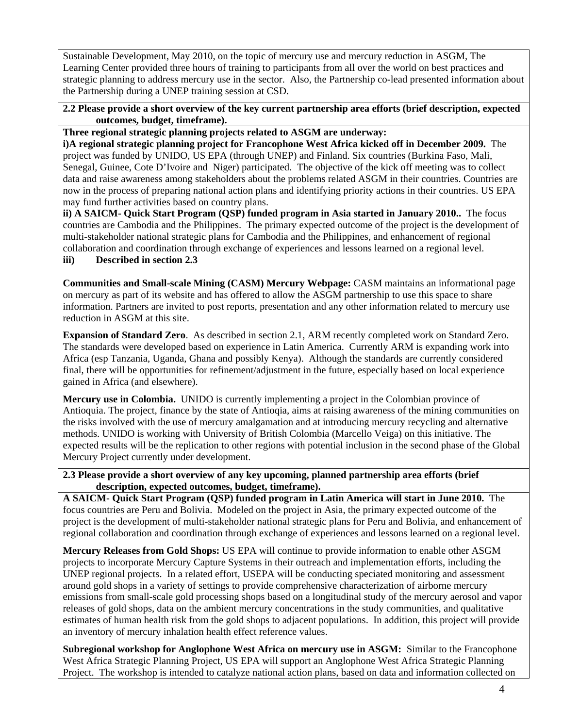Sustainable Development, May 2010, on the topic of mercury use and mercury reduction in ASGM, The Learning Center provided three hours of training to participants from all over the world on best practices and strategic planning to address mercury use in the sector. Also, the Partnership co-lead presented information about the Partnership during a UNEP training session at CSD.

**2.2 Please provide a short overview of the key current partnership area efforts (brief description, expected outcomes, budget, timeframe).**

**Three regional strategic planning projects related to ASGM are underway:**

**i)A regional strategic planning project for Francophone West Africa kicked off in December 2009.** The project was funded by UNIDO, US EPA (through UNEP) and Finland. Six countries (Burkina Faso, Mali, Senegal, Guinee, Cote D'Ivoire and Niger) participated. The objective of the kick off meeting was to collect data and raise awareness among stakeholders about the problems related ASGM in their countries. Countries are now in the process of preparing national action plans and identifying priority actions in their countries. US EPA may fund further activities based on country plans.

**ii) A SAICM- Quick Start Program (QSP) funded program in Asia started in January 2010..** The focus countries are Cambodia and the Philippines. The primary expected outcome of the project is the development of multi-stakeholder national strategic plans for Cambodia and the Philippines, and enhancement of regional collaboration and coordination through exchange of experiences and lessons learned on a regional level.

**iii) Described in section 2.3**

**Communities and Small-scale Mining (CASM) Mercury Webpage:** CASM maintains an informational page on mercury as part of its website and has offered to allow the ASGM partnership to use this space to share information. Partners are invited to post reports, presentation and any other information related to mercury use reduction in ASGM at this site.

**Expansion of Standard Zero**. As described in section 2.1, ARM recently completed work on Standard Zero. The standards were developed based on experience in Latin America. Currently ARM is expanding work into Africa (esp Tanzania, Uganda, Ghana and possibly Kenya). Although the standards are currently considered final, there will be opportunities for refinement/adjustment in the future, especially based on local experience gained in Africa (and elsewhere).

**Mercury use in Colombia.** UNIDO is currently implementing a project in the Colombian province of Antioquia. The project, finance by the state of Antioqia, aims at raising awareness of the mining communities on the risks involved with the use of mercury amalgamation and at introducing mercury recycling and alternative methods. UNIDO is working with University of British Colombia (Marcello Veiga) on this initiative. The expected results will be the replication to other regions with potential inclusion in the second phase of the Global Mercury Project currently under development.

**2.3 Please provide a short overview of any key upcoming, planned partnership area efforts (brief description, expected outcomes, budget, timeframe).**

**A SAICM- Quick Start Program (QSP) funded program in Latin America will start in June 2010.** The focus countries are Peru and Bolivia. Modeled on the project in Asia, the primary expected outcome of the project is the development of multi-stakeholder national strategic plans for Peru and Bolivia, and enhancement of regional collaboration and coordination through exchange of experiences and lessons learned on a regional level.

**Mercury Releases from Gold Shops:** US EPA will continue to provide information to enable other ASGM projects to incorporate Mercury Capture Systems in their outreach and implementation efforts, including the UNEP regional projects. In a related effort, USEPA will be conducting speciated monitoring and assessment around gold shops in a variety of settings to provide comprehensive characterization of airborne mercury emissions from small-scale gold processing shops based on a longitudinal study of the mercury aerosol and vapor releases of gold shops, data on the ambient mercury concentrations in the study communities, and qualitative estimates of human health risk from the gold shops to adjacent populations. In addition, this project will provide an inventory of mercury inhalation health effect reference values.

**Subregional workshop for Anglophone West Africa on mercury use in ASGM:** Similar to the Francophone West Africa Strategic Planning Project, US EPA will support an Anglophone West Africa Strategic Planning Project. The workshop is intended to catalyze national action plans, based on data and information collected on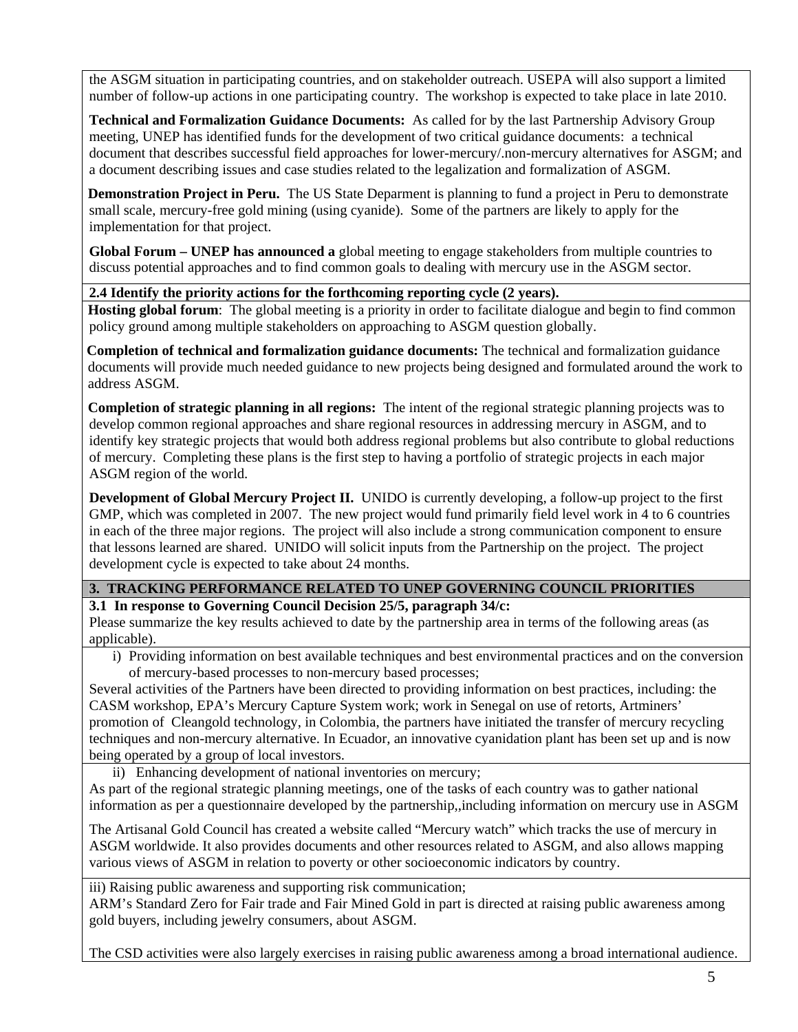the ASGM situation in participating countries, and on stakeholder outreach. USEPA will also support a limited number of follow-up actions in one participating country. The workshop is expected to take place in late 2010.

**Technical and Formalization Guidance Documents:** As called for by the last Partnership Advisory Group meeting, UNEP has identified funds for the development of two critical guidance documents: a technical document that describes successful field approaches for lower-mercury/.non-mercury alternatives for ASGM; and a document describing issues and case studies related to the legalization and formalization of ASGM.

**Demonstration Project in Peru.** The US State Deparment is planning to fund a project in Peru to demonstrate small scale, mercury-free gold mining (using cyanide). Some of the partners are likely to apply for the implementation for that project.

**Global Forum – UNEP has announced a** global meeting to engage stakeholders from multiple countries to discuss potential approaches and to find common goals to dealing with mercury use in the ASGM sector.

**2.4 Identify the priority actions for the forthcoming reporting cycle (2 years).**

**Hosting global forum**: The global meeting is a priority in order to facilitate dialogue and begin to find common policy ground among multiple stakeholders on approaching to ASGM question globally.

**Completion of technical and formalization guidance documents:** The technical and formalization guidance documents will provide much needed guidance to new projects being designed and formulated around the work to address ASGM.

**Completion of strategic planning in all regions:** The intent of the regional strategic planning projects was to develop common regional approaches and share regional resources in addressing mercury in ASGM, and to identify key strategic projects that would both address regional problems but also contribute to global reductions of mercury. Completing these plans is the first step to having a portfolio of strategic projects in each major ASGM region of the world.

**Development of Global Mercury Project II.** UNIDO is currently developing, a follow-up project to the first GMP, which was completed in 2007. The new project would fund primarily field level work in 4 to 6 countries in each of the three major regions. The project will also include a strong communication component to ensure that lessons learned are shared. UNIDO will solicit inputs from the Partnership on the project. The project development cycle is expected to take about 24 months.

## 3. TRACKING PERFORMANCE RELATED TO UNEP GOVERNING COUNCIL PRIORITIES

**3.1 In response to Governing Council Decision 25/5, paragraph 34/c:**

Please summarize the key results achieved to date by the partnership area in terms of the following areas (as applicable).

i) Providing information on best available techniques and best environmental practices and on the conversion of mercury-based processes to non-mercury based processes;

Several activities of the Partners have been directed to providing information on best practices, including: the CASM workshop, EPA's Mercury Capture System work; work in Senegal on use of retorts, Artminers' promotion of Cleangold technology, in Colombia, the partners have initiated the transfer of mercury recycling techniques and non-mercury alternative. In Ecuador, an innovative cyanidation plant has been set up and is now being operated by a group of local investors.

ii) Enhancing development of national inventories on mercury;

As part of the regional strategic planning meetings, one of the tasks of each country was to gather national information as per a questionnaire developed by the partnership,,including information on mercury use in ASGM

The Artisanal Gold Council has created a website called "Mercury watch" which tracks the use of mercury in ASGM worldwide. It also provides documents and other resources related to ASGM, and also allows mapping various views of ASGM in relation to poverty or other socioeconomic indicators by country.

iii) Raising public awareness and supporting risk communication;

ARM's Standard Zero for Fair trade and Fair Mined Gold in part is directed at raising public awareness among gold buyers, including jewelry consumers, about ASGM.

The CSD activities were also largely exercises in raising public awareness among a broad international audience.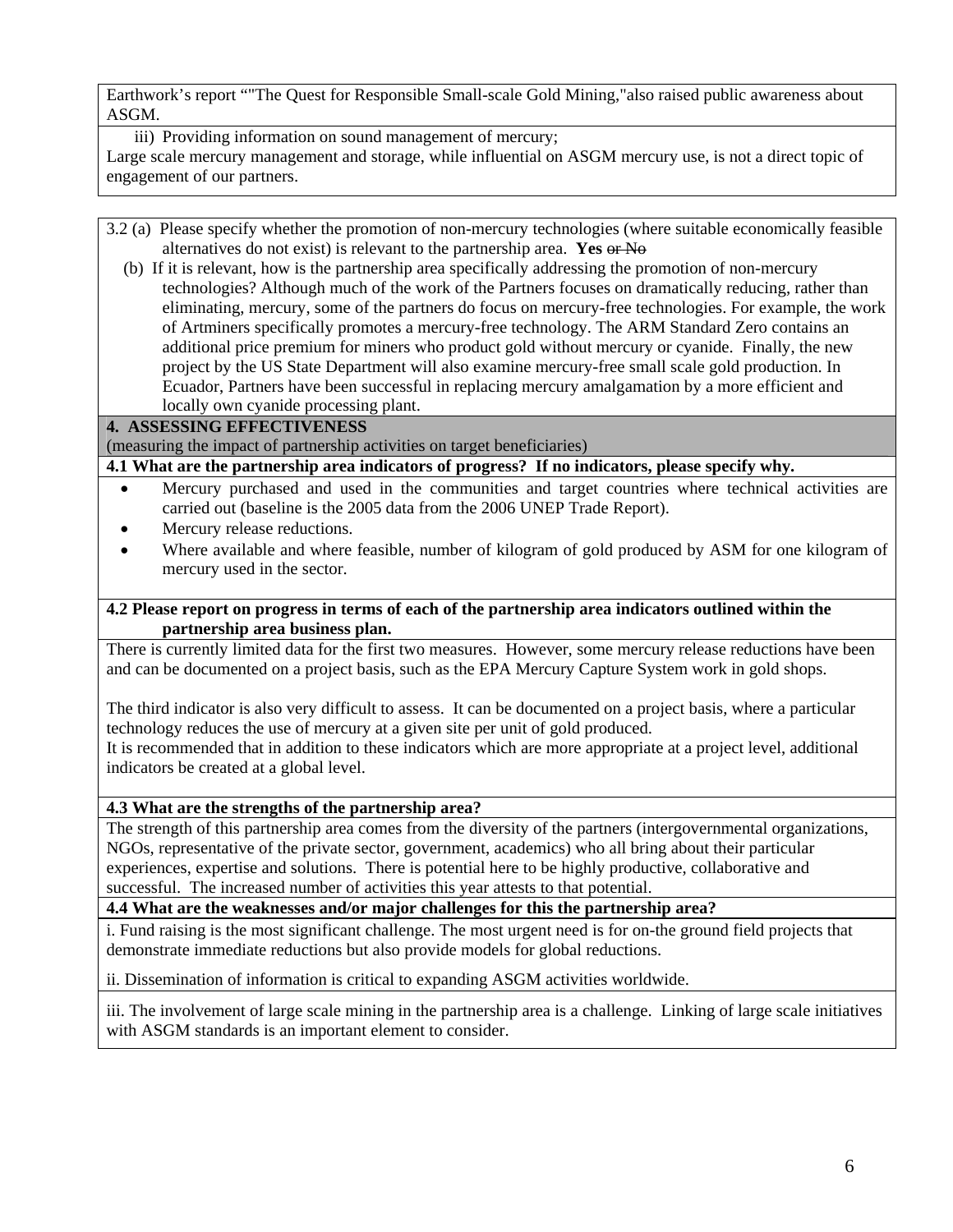Earthwork's report “"The Quest for Responsible Small-scale Gold Mining,"also raised public awareness about ASGM.

iii) Providing information on sound management of mercury;

Large scale mercury management and storage, while influential on ASGM mercury use, is not a direct topic of engagement of our partners.

3.2 (a) Please specify whether the promotion of non-mercury technologies (where suitable economically feasible alternatives do not exist) is relevant to the partnership area. **Yes** ~~or No~~

(b) If it is relevant, how is the partnership area specifically addressing the promotion of non-mercury technologies? Although much of the work of the Partners focuses on dramatically reducing, rather than eliminating, mercury, some of the partners do focus on mercury-free technologies. For example, the work of Artminers specifically promotes a mercury-free technology. The ARM Standard Zero contains an additional price premium for miners who product gold without mercury or cyanide. Finally, the new project by the US State Department will also examine mercury-free small scale gold production. In Ecuador, Partners have been successful in replacing mercury amalgamation by a more efficient and locally own cyanide processing plant.

## 4. ASSESSING EFFECTIVENESS

(measuring the impact of partnership activities on target beneficiaries)

**4.1 What are the partnership area indicators of progress? If no indicators, please specify why.**

- Mercury purchased and used in the communities and target countries where technical activities are carried out (baseline is the 2005 data from the 2006 UNEP Trade Report).
- Mercury release reductions.
- Where available and where feasible, number of kilogram of gold produced by ASM for one kilogram of mercury used in the sector.

**4.2 Please report on progress in terms of each of the partnership area indicators outlined within the partnership area business plan.**

There is currently limited data for the first two measures. However, some mercury release reductions have been and can be documented on a project basis, such as the EPA Mercury Capture System work in gold shops.

The third indicator is also very difficult to assess. It can be documented on a project basis, where a particular technology reduces the use of mercury at a given site per unit of gold produced.

It is recommended that in addition to these indicators which are more appropriate at a project level, additional indicators be created at a global level.

**4.3 What are the strengths of the partnership area?**

The strength of this partnership area comes from the diversity of the partners (intergovernmental organizations, NGOs, representative of the private sector, government, academics) who all bring about their particular experiences, expertise and solutions. There is potential here to be highly productive, collaborative and successful. The increased number of activities this year attests to that potential.

**4.4 What are the weaknesses and/or major challenges for this the partnership area?**

i. Fund raising is the most significant challenge. The most urgent need is for on-the ground field projects that demonstrate immediate reductions but also provide models for global reductions.

ii. Dissemination of information is critical to expanding ASGM activities worldwide.

iii. The involvement of large scale mining in the partnership area is a challenge. Linking of large scale initiatives with ASGM standards is an important element to consider.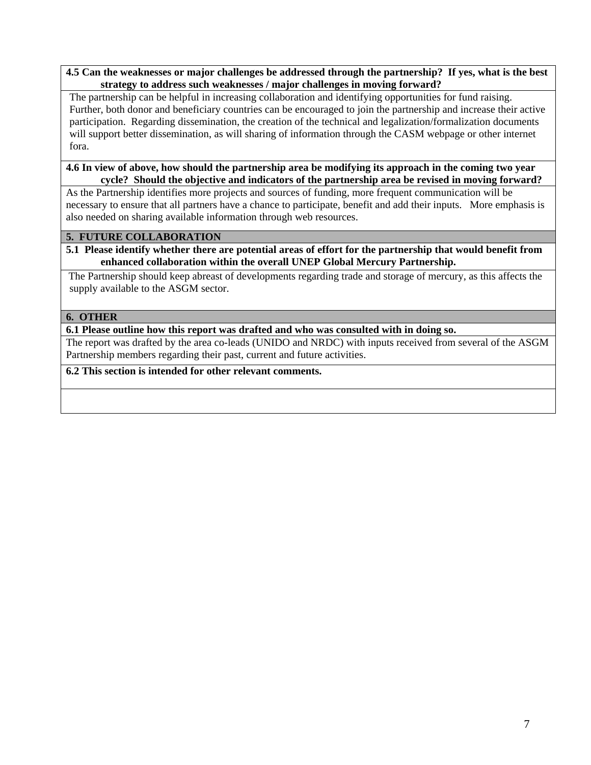**4.5 Can the weaknesses or major challenges be addressed through the partnership? If yes, what is the best strategy to address such weaknesses / major challenges in moving forward?**

The partnership can be helpful in increasing collaboration and identifying opportunities for fund raising. Further, both donor and beneficiary countries can be encouraged to join the partnership and increase their active participation. Regarding dissemination, the creation of the technical and legalization/formalization documents will support better dissemination, as will sharing of information through the CASM webpage or other internet fora.

**4.6 In view of above, how should the partnership area be modifying its approach in the coming two year cycle? Should the objective and indicators of the partnership area be revised in moving forward?**

As the Partnership identifies more projects and sources of funding, more frequent communication will be necessary to ensure that all partners have a chance to participate, benefit and add their inputs. More emphasis is also needed on sharing available information through web resources.

## 5. FUTURE COLLABORATION

**5.1 Please identify whether there are potential areas of effort for the partnership that would benefit from enhanced collaboration within the overall UNEP Global Mercury Partnership.**

The Partnership should keep abreast of developments regarding trade and storage of mercury, as this affects the supply available to the ASGM sector.

## 6. OTHER

**6.1 Please outline how this report was drafted and who was consulted with in doing so.**

The report was drafted by the area co-leads (UNIDO and NRDC) with inputs received from several of the ASGM Partnership members regarding their past, current and future activities.

**6.2 This section is intended for other relevant comments.**